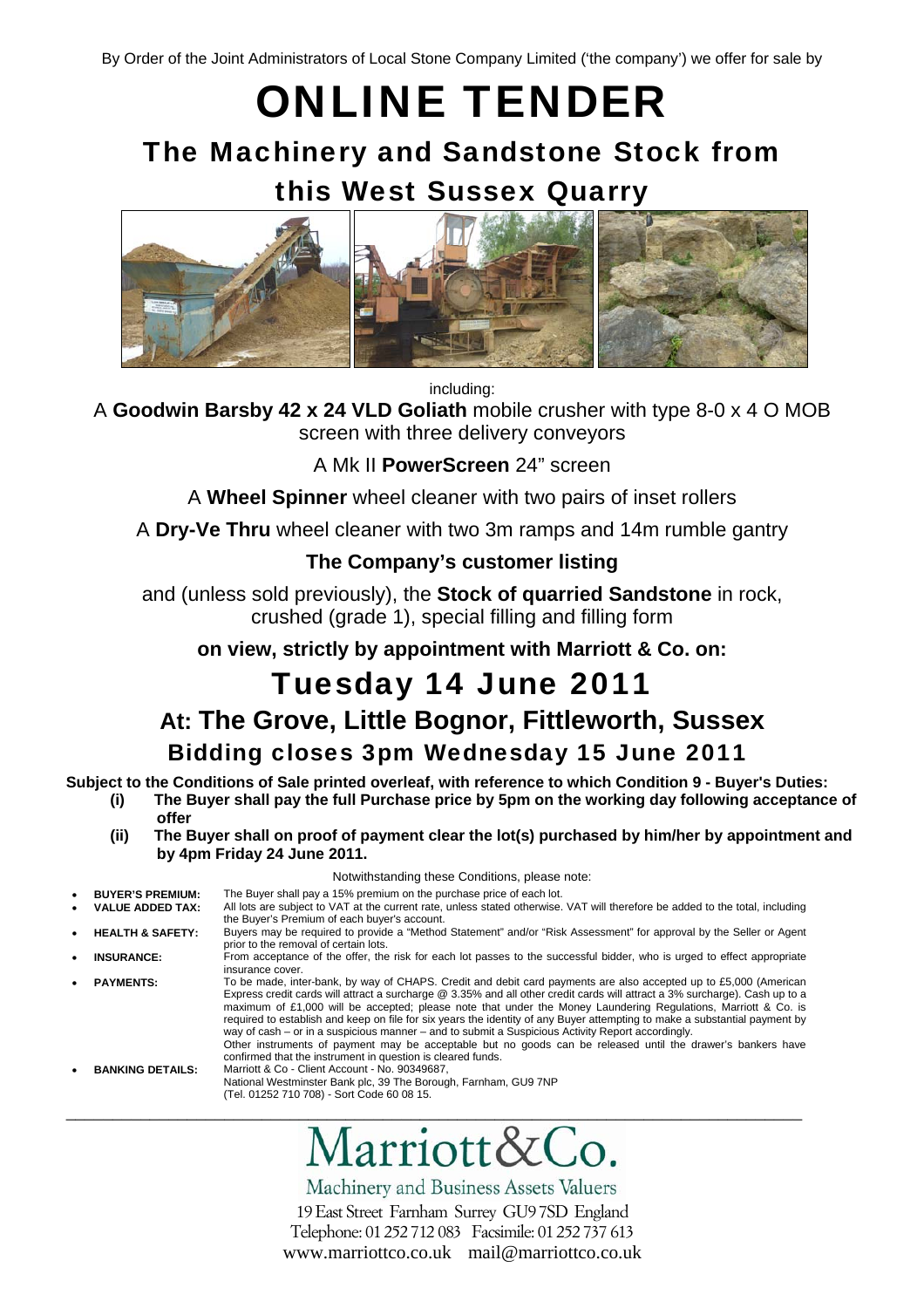By Order of the Joint Administrators of Local Stone Company Limited ('the company') we offer for sale by

# ONLINE TENDER

## The Machinery and Sandstone Stock from this West Sussex Quarry

including:

A **Goodwin Barsby 42 x 24 VLD Goliath** mobile crusher with type 8-0 x 4 O MOB screen with three delivery conveyors

A Mk II **PowerScreen** 24" screen

A **Wheel Spinner** wheel cleaner with two pairs of inset rollers

A **Dry-Ve Thru** wheel cleaner with two 3m ramps and 14m rumble gantry

**The Company's customer listing**

and (unless sold previously), the **Stock of quarried Sandstone** in rock, crushed (grade 1), special filling and filling form

**on view, strictly by appointment with Marriott & Co. on:**

## Tuesday 14 June 2011

### At: The Grove, Little Bognor, Fittleworth, Sussex

### Bidding closes 3pm Wednesday 15 June 2011

**Subject to the Conditions of Sale printed overleaf, with reference to which Condition 9 - Buyer's Duties:**

**(i) The Buyer shall pay the full Purchase price by 5pm on the working day following acceptance of offer**

**(ii) The Buyer shall on proof of payment clear the lot(s) purchased by him/her by appointment and by 4pm Friday 24 June 2011.**

Notwithstanding these Conditions, please note:

- **BUYER'S PREMIUM:** The Buyer shall pay a 15% premium on the purchase price of each lot.
- **VALUE ADDED TAX:** All lots are subject to VAT at the current rate, unless stated otherwise. VAT will therefore be added to the total, including the Buyer's Premium of each buyer's account.
- **HEALTH & SAFETY:** Buyers may be required to provide a "Method Statement" and/or "Risk Assessment" for approval by the Seller or Agent prior to the removal of certain lots.
- **INSURANCE:** From acceptance of the offer, the risk for each lot passes to the successful bidder, who is urged to effect appropriate insurance cover.
- **PAYMENTS:** To be made, inter-bank, by way of CHAPS. Credit and debit card payments are also accepted up to £5,000 (American Express credit cards will attract a surcharge @ 3.35% and all other credit cards will attract a 3% surcharge). Cash up to a maximum of £1,000 will be accepted; please note that under the Money Laundering Regulations, Marriott & Co. is required to establish and keep on file for six years the identity of any Buyer attempting to make a substantial payment by way of cash – or in a suspicious manner – and to submit a Suspicious Activity Report accordingly.
  Other instruments of payment may be acceptable but no goods can be released until the drawer's bankers have confirmed that the instrument in question is cleared funds.
- **BANKING DETAILS:** Marriott & Co - Client Account - No. 90349687,
  National Westminster Bank plc, 39 The Borough, Farnham, GU9 7NP
  (Tel. 01252 710 708) - Sort Code 60 08 15.

---

Marriott&Co.

Machinery and Business Assets Valuers

19 East Street Farnham Surrey GU9 7SD England

Telephone: 01 252 712 083 Facsimile: 01 252 737 613

www.marriottco.co.uk mail@marriottco.co.uk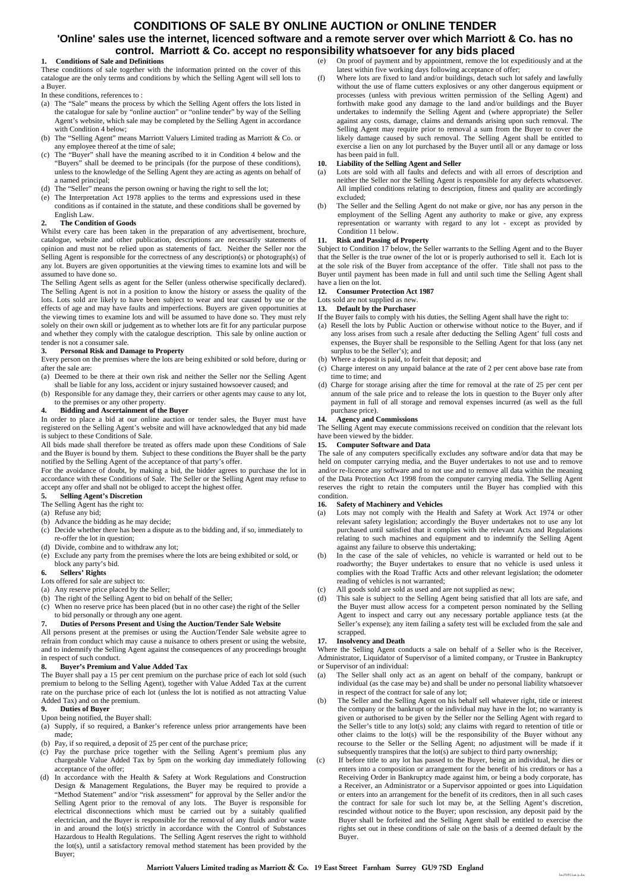# CONDITIONS OF SALE BY ONLINE AUCTION or ONLINE TENDER

## 'Online' sales use the internet, licenced software and a remote server over which Marriott & Co. has no control. Marriott & Co. accept no responsibility whatsoever for any bids placed

### 1. Conditions of Sale and Definitions

These conditions of sale together with the information printed on the cover of this catalogue are the only terms and conditions by which the Selling Agent will sell lots to a Buyer.

In these conditions, references to :

(a) The "Sale" means the process by which the Selling Agent offers the lots listed in the catalogue for sale by "online auction" or "online tender" by way of the Selling Agent's website, which sale may be completed by the Selling Agent in accordance with Condition 4 below;
(b) The "Selling Agent" means Marriott Valuers Limited trading as Marriott & Co. or any employee thereof at the time of sale;
(c) The "Buyer" shall have the meaning ascribed to it in Condition 4 below and the "Buyers" shall be deemed to be principals (for the purpose of these conditions), unless to the knowledge of the Selling Agent they are acting as agents on behalf of a named principal;
(d) The "Seller" means the person owning or having the right to sell the lot;
(e) The Interpretation Act 1978 applies to the terms and expressions used in these conditions as if contained in the statute, and these conditions shall be governed by English Law.

### 2. The Condition of Goods

Whilst every care has been taken in the preparation of any advertisement, brochure, catalogue, website and other publication, descriptions are necessarily statements of opinion and must not be relied upon as statements of fact. Neither the Seller nor the Selling Agent is responsible for the correctness of any description(s) or photograph(s) of any lot. Buyers are given opportunities at the viewing times to examine lots and will be assumed to have done so.

The Selling Agent sells as agent for the Seller (unless otherwise specifically declared). The Selling Agent is not in a position to know the history or assess the quality of the lots. Lots sold are likely to have been subject to wear and tear caused by use or the effects of age and may have faults and imperfections. Buyers are given opportunities at the viewing times to examine lots and will be assumed to have done so. They must rely solely on their own skill or judgement as to whether lots are fit for any particular purpose and whether they comply with the catalogue description. This sale by online auction or tender is not a consumer sale.

### 3. Personal Risk and Damage to Property

Every person on the premises where the lots are being exhibited or sold before, during or after the sale are:

(a) Deemed to be there at their own risk and neither the Seller nor the Selling Agent shall be liable for any loss, accident or injury sustained howsoever caused; and
(b) Responsible for any damage they, their carriers or other agents may cause to any lot, to the premises or any other property.

### 4. Bidding and Ascertainment of the Buyer

In order to place a bid at our online auction or tender sales, the Buyer must have registered on the Selling Agent's website and will have acknowledged that any bid made is subject to these Conditions of Sale.

All bids made shall therefore be treated as offers made upon these Conditions of Sale and the Buyer is bound by them. Subject to these conditions the Buyer shall be the party notified by the Selling Agent of the acceptance of that party's offer.

For the avoidance of doubt, by making a bid, the bidder agrees to purchase the lot in accordance with these Conditions of Sale. The Seller or the Selling Agent may refuse to accept any offer and shall not be obliged to accept the highest offer.

### 5. Selling Agent's Discretion

The Selling Agent has the right to:

(a) Refuse any bid;
(b) Advance the bidding as he may decide;
(c) Decide whether there has been a dispute as to the bidding and, if so, immediately to re-offer the lot in question;
(d) Divide, combine and to withdraw any lot;
(e) Exclude any party from the premises where the lots are being exhibited or sold, or block any party's bid.

### 6. Sellers' Rights

Lots offered for sale are subject to:

(a) Any reserve price placed by the Seller;
(b) The right of the Selling Agent to bid on behalf of the Seller;
(c) When no reserve price has been placed (but in no other case) the right of the Seller to bid personally or through any one agent.

### 7. Duties of Persons Present and Using the Auction/Tender Sale Website

All persons present at the premises or using the Auction/Tender Sale website agree to refrain from conduct which may cause a nuisance to others present or using the website, and to indemnify the Selling Agent against the consequences of any proceedings brought in respect of such conduct.

### 8. Buyer's Premium and Value Added Tax

The Buyer shall pay a 15 per cent premium on the purchase price of each lot sold (such premium to belong to the Selling Agent), together with Value Added Tax at the current rate on the purchase price of each lot (unless the lot is notified as not attracting Value Added Tax) and on the premium.

### 9. Duties of Buyer

Upon being notified, the Buyer shall:

(a) Supply, if so required, a Banker's reference unless prior arrangements have been made;
(b) Pay, if so required, a deposit of 25 per cent of the purchase price;
(c) Pay the purchase price together with the Selling Agent's premium plus any chargeable Value Added Tax by 5pm on the working day immediately following acceptance of the offer;
(d) In accordance with the Health & Safety at Work Regulations and Construction Design & Management Regulations, the Buyer may be required to provide a "Method Statement" and/or "risk assessment" for approval by the Seller and/or the Selling Agent prior to the removal of any lots. The Buyer is responsible for electrical disconnections which must be carried out by a suitably qualified electrician, and the Buyer is responsible for the removal of any fluids and/or waste in and around the lot(s) strictly in accordance with the Control of Substances Hazardous to Health Regulations. The Selling Agent reserves the right to withhold the lot(s), until a satisfactory removal method statement has been provided by the Buyer;
(e) On proof of payment and by appointment, remove the lot expeditiously and at the latest within five working days following acceptance of offer;
(f) Where lots are fixed to land and/or buildings, detach such lot safely and lawfully without the use of flame cutters explosives or any other dangerous equipment or processes (unless with previous written permission of the Selling Agent) and forthwith make good any damage to the land and/or buildings and the Buyer undertakes to indemnify the Selling Agent and (where appropriate) the Seller against any costs, damage, claims and demands arising upon such removal. The Selling Agent may require prior to removal a sum from the Buyer to cover the likely damage caused by such removal. The Selling Agent shall be entitled to exercise a lien on any lot purchased by the Buyer until all or any damage or loss has been paid in full.

### 10. Liability of the Selling Agent and Seller

(a) Lots are sold with all faults and defects and with all errors of description and neither the Seller nor the Selling Agent is responsible for any defects whatsoever. All implied conditions relating to description, fitness and quality are accordingly excluded;
(b) The Seller and the Selling Agent do not make or give, nor has any person in the employment of the Selling Agent any authority to make or give, any express representation or warranty with regard to any lot - except as provided by Condition 11 below.

### 11. Risk and Passing of Property

Subject to Condition 17 below, the Seller warrants to the Selling Agent and to the Buyer that the Seller is the true owner of the lot or is properly authorised to sell it. Each lot is at the sole risk of the Buyer from acceptance of the offer. Title shall not pass to the Buyer until payment has been made in full and until such time the Selling Agent shall have a lien on the lot.

### 12. Consumer Protection Act 1987

Lots sold are not supplied as new.

### 13. Default by the Purchaser

If the Buyer fails to comply with his duties, the Selling Agent shall have the right to:

(a) Resell the lots by Public Auction or otherwise without notice to the Buyer, and if any loss arises from such a resale after deducting the Selling Agent' full costs and expenses, the Buyer shall be responsible to the Selling Agent for that loss (any net surplus to be the Seller's); and
(b) Where a deposit is paid, to forfeit that deposit; and
(c) Charge interest on any unpaid balance at the rate of 2 per cent above base rate from time to time; and
(d) Charge for storage arising after the time for removal at the rate of 25 per cent per annum of the sale price and to release the lots in question to the Buyer only after payment in full of all storage and removal expenses incurred (as well as the full purchase price).

### 14. Agency and Commissions

The Selling Agent may execute commissions received on condition that the relevant lots have been viewed by the bidder.

### 15. Computer Software and Data

The sale of any computers specifically excludes any software and/or data that may be held on computer carrying media, and the Buyer undertakes to not use and to remove and/or re-licence any software and to not use and to remove all data within the meaning of the Data Protection Act 1998 from the computer carrying media. The Selling Agent reserves the right to retain the computers until the Buyer has complied with this condition.

### 16. Safety of Machinery and Vehicles

(a) Lots may not comply with the Health and Safety at Work Act 1974 or other relevant safety legislation; accordingly the Buyer undertakes not to use any lot purchased until satisfied that it complies with the relevant Acts and Regulations relating to such machines and equipment and to indemnify the Selling Agent against any failure to observe this undertaking;
(b) In the case of the sale of vehicles, no vehicle is warranted or held out to be roadworthy; the Buyer undertakes to ensure that no vehicle is used unless it complies with the Road Traffic Acts and other relevant legislation; the odometer reading of vehicles is not warranted;
(c) All goods sold are sold as used and are not supplied as new;
(d) This sale is subject to the Selling Agent being satisfied that all lots are safe, and the Buyer must allow access for a competent person nominated by the Selling Agent to inspect and carry out any necessary portable appliance tests (at the Seller's expense); any item failing a safety test will be excluded from the sale and scrapped.

### 17. Insolvency and Death

Where the Selling Agent conducts a sale on behalf of a Seller who is the Receiver, Administrator, Liquidator of Supervisor of a limited company, or Trustee in Bankruptcy or Supervisor of an individual:

(a) The Seller shall only act as an agent on behalf of the company, bankrupt or individual (as the case may be) and shall be under no personal liability whatsoever in respect of the contract for sale of any lot;
(b) The Seller and the Selling Agent on his behalf sell whatever right, title or interest the company or the bankrupt or the individual may have in the lot; no warranty is given or authorised to be given by the Seller nor the Selling Agent with regard to the Seller's title to any lot(s) sold; any claims with regard to retention of title or other claims to the lot(s) will be the responsibility of the Buyer without any recourse to the Seller or the Selling Agent; no adjustment will be made if it subsequently transpires that the lot(s) are subject to third party ownership;
(c) If before title to any lot has passed to the Buyer, being an individual, he dies or enters into a composition or arrangement for the benefit of his creditors or has a Receiving Order in Bankruptcy made against him, or being a body corporate, has a Receiver, an Administrator or a Supervisor appointed or goes into Liquidation or enters into an arrangement for the benefit of its creditors, then in all such cases the contract for sale for such lot may be, at the Selling Agent's discretion, rescinded without notice to the Buyer; upon rescission, any deposit paid by the Buyer shall be forfeited and the Selling Agent shall be entitled to exercise the rights set out in these conditions of sale on the basis of a deemed default by the Buyer.

Marriott Valuers Limited trading as Marriott & Co. 19 East Street Farnham Surrey GU9 7SD England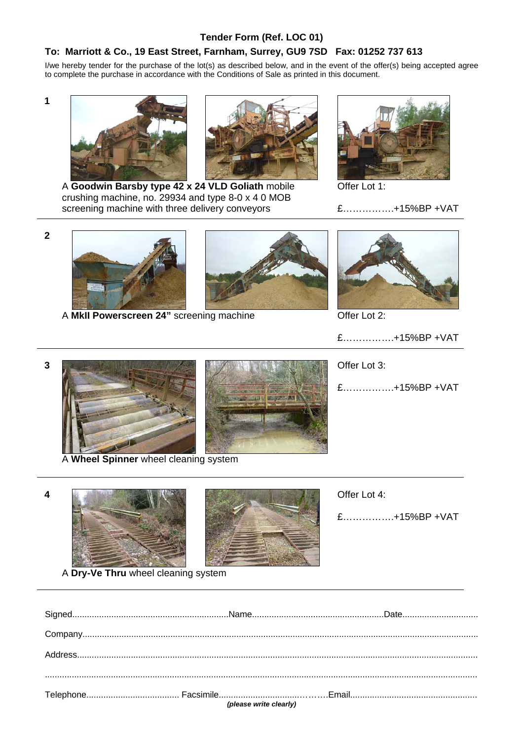## Tender Form (Ref. LOC 01)

**To: Marriott & Co., 19 East Street, Farnham, Surrey, GU9 7SD Fax: 01252 737 613**

I/we hereby tender for the purchase of the lot(s) as described below, and in the event of the offer(s) being accepted agree to complete the purchase in accordance with the Conditions of Sale as printed in this document.

**1**

A **Goodwin Barsby type 42 x 24 VLD Goliath** mobile crushing machine, no. 29934 and type 8-0 x 4 0 MOB screening machine with three delivery conveyors

Offer Lot 1:

£…………….+15%BP +VAT

---

**2**

A **MkII Powerscreen 24"** screening machine

Offer Lot 2:

£…………….+15%BP +VAT

---

**3**

A **Wheel Spinner** wheel cleaning system

Offer Lot 3:

£…………….+15%BP +VAT

---

**4**

A **Dry-Ve Thru** wheel cleaning system

Offer Lot 4:

£…………….+15%BP +VAT

---

Signed................................................................Name......................................................Date..............................

Company...............................................................................................................................................................

Address.................................................................................................................................................................

...............................................................................................................................................................................

Telephone...................................... Facsimile..............................……….Email....................................................

*(please write clearly)*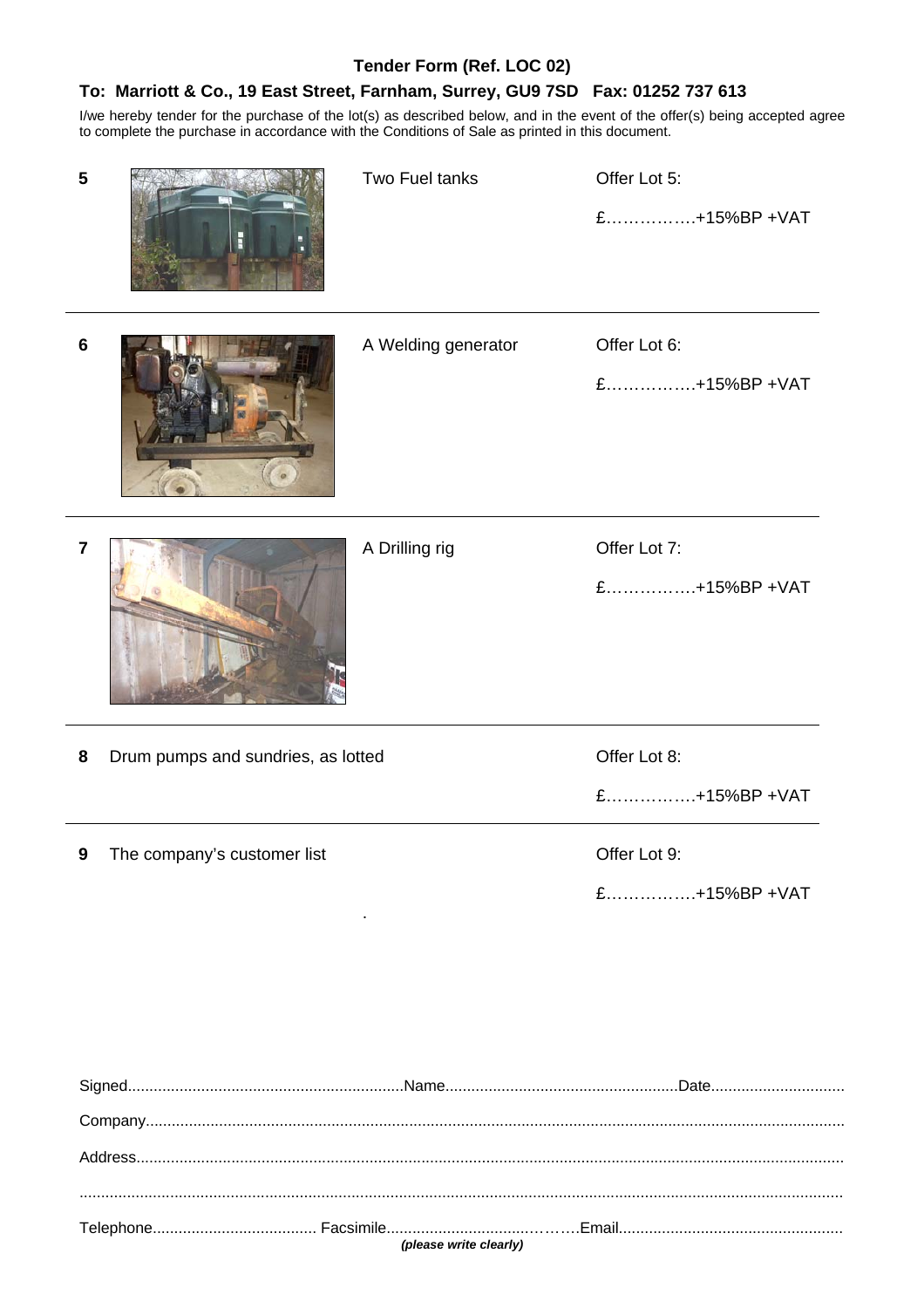**Tender Form (Ref. LOC 02)**

**To: Marriott & Co., 19 East Street, Farnham, Surrey, GU9 7SD Fax: 01252 737 613**

I/we hereby tender for the purchase of the lot(s) as described below, and in the event of the offer(s) being accepted agree to complete the purchase in accordance with the Conditions of Sale as printed in this document.

| Lot | Description | Offer |
|---|---|---|
| **5** | Two Fuel tanks | Offer Lot 5: £…………….+15%BP +VAT |
| **6** | A Welding generator | Offer Lot 6: £…………….+15%BP +VAT |
| **7** | A Drilling rig | Offer Lot 7: £…………….+15%BP +VAT |
| **8** | Drum pumps and sundries, as lotted | Offer Lot 8: £…………….+15%BP +VAT |
| **9** | The company's customer list | Offer Lot 9: £…………….+15%BP +VAT |

Signed................................................................Name......................................................Date..............................

Company...............................................................................................................................................................

Address.................................................................................................................................................................

...............................................................................................................................................................................

Telephone...................................... Facsimile..............................……….Email...................................................

***(please write clearly)***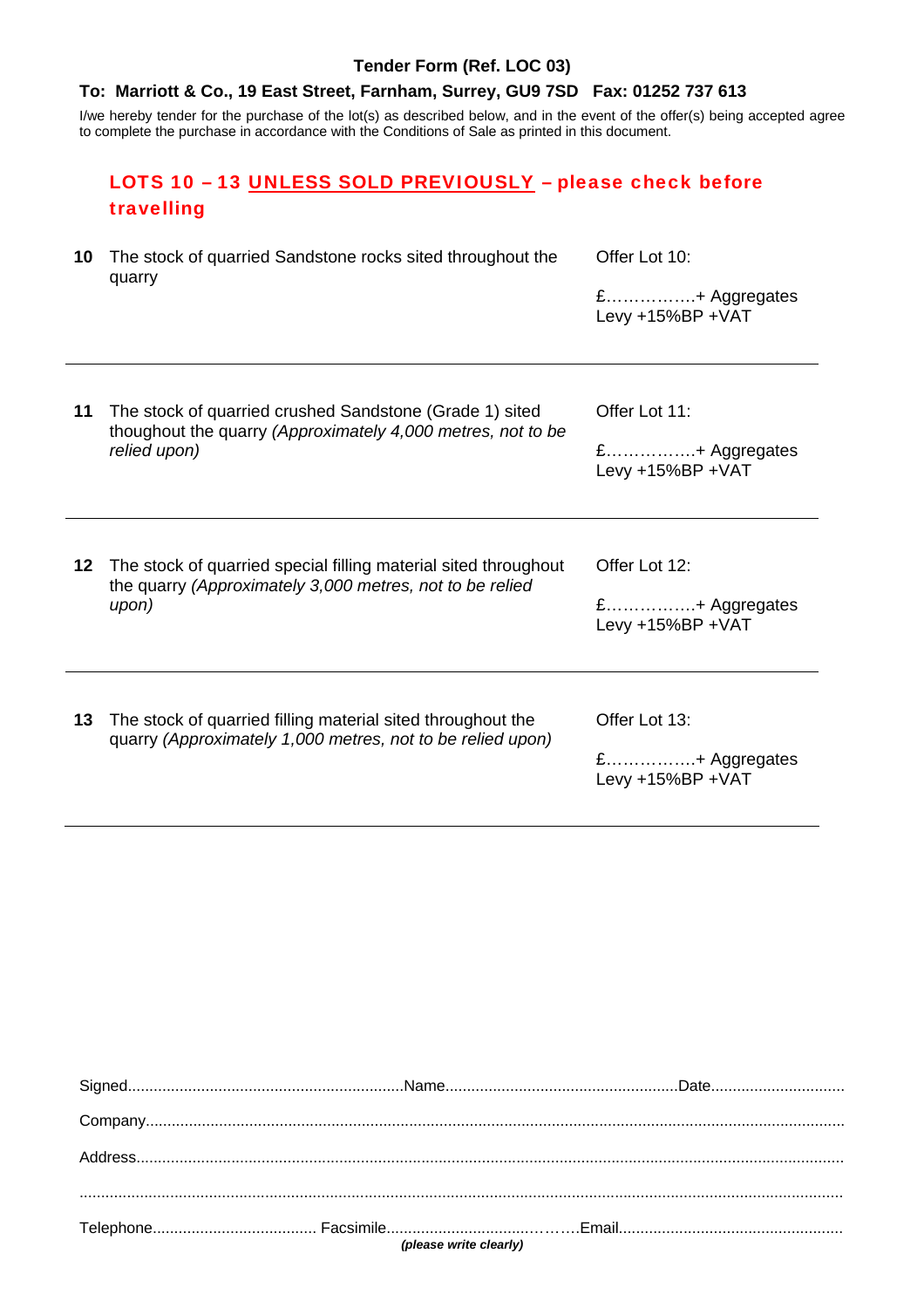**Tender Form (Ref. LOC 03)**

**To: Marriott & Co., 19 East Street, Farnham, Surrey, GU9 7SD Fax: 01252 737 613**

I/we hereby tender for the purchase of the lot(s) as described below, and in the event of the offer(s) being accepted agree to complete the purchase in accordance with the Conditions of Sale as printed in this document.

## LOTS 10 – 13 UNLESS SOLD PREVIOUSLY – please check before travelling

| | | |
|---|---|---|
| **10** | The stock of quarried Sandstone rocks sited throughout the quarry | Offer Lot 10:<br>£…………….+ Aggregates Levy +15%BP +VAT |
| **11** | The stock of quarried crushed Sandstone (Grade 1) sited thoughout the quarry *(Approximately 4,000 metres, not to be relied upon)* | Offer Lot 11:<br>£…………….+ Aggregates Levy +15%BP +VAT |
| **12** | The stock of quarried special filling material sited throughout the quarry *(Approximately 3,000 metres, not to be relied upon)* | Offer Lot 12:<br>£…………….+ Aggregates Levy +15%BP +VAT |
| **13** | The stock of quarried filling material sited throughout the quarry *(Approximately 1,000 metres, not to be relied upon)* | Offer Lot 13:<br>£…………….+ Aggregates Levy +15%BP +VAT |

Signed................................................................Name......................................................Date..............................

Company.................................................................................................................................................................

Address...................................................................................................................................................................

...............................................................................................................................................................................

Telephone...................................... Facsimile...............................………Email....................................................

***(please write clearly)***